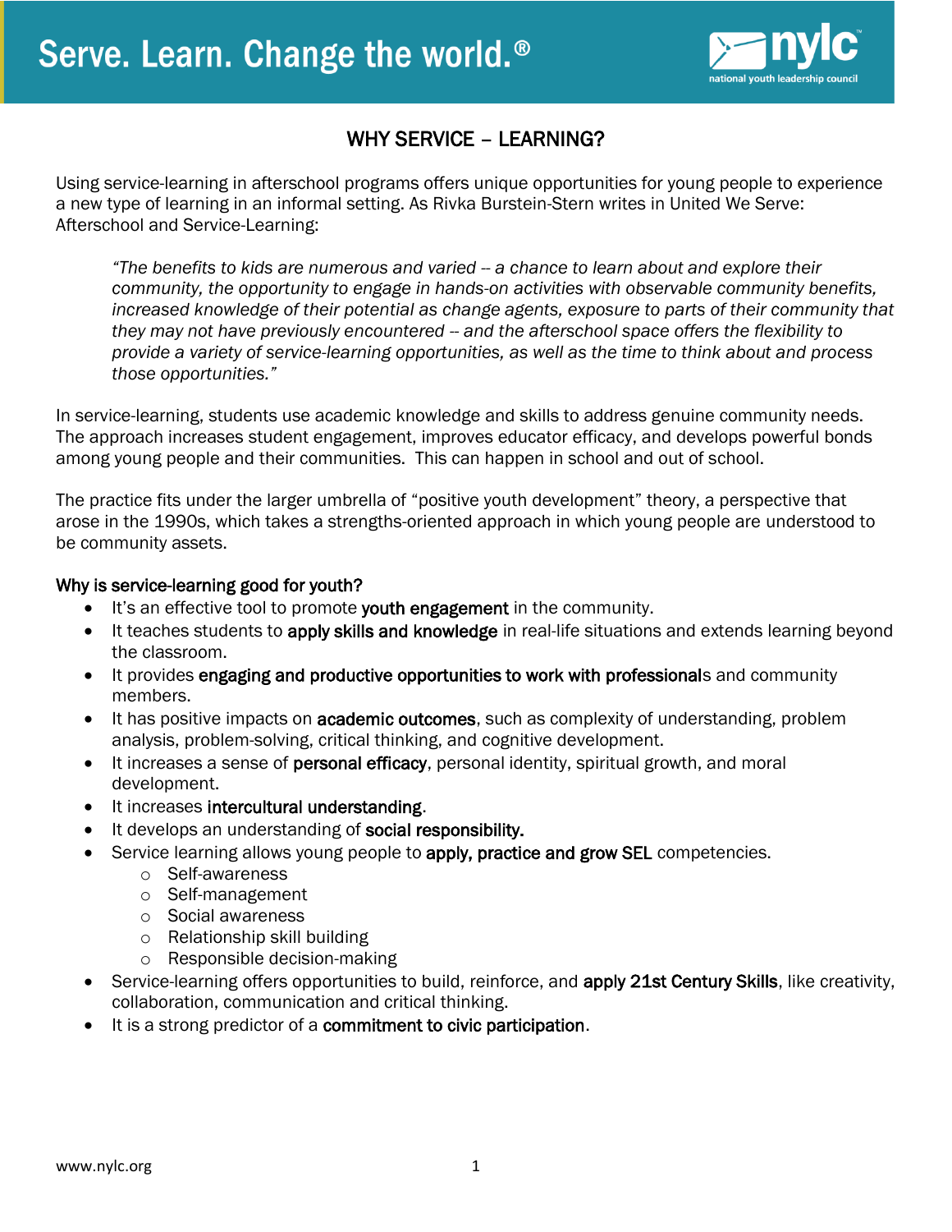Serve. Learn. Change the world.®

# WHY SERVICE – LEARNING?

Using service-learning in afterschool programs offers unique opportunities for young people to experience a new type of learning in an informal setting. As Rivka Burstein-Stern writes in United We Serve: Afterschool and Service-Learning:

> *"The benefits to kids are numerous and varied -- a chance to learn about and explore their community, the opportunity to engage in hands-on activities with observable community benefits, increased knowledge of their potential as change agents, exposure to parts of their community that they may not have previously encountered -- and the afterschool space offers the flexibility to provide a variety of service-learning opportunities, as well as the time to think about and process those opportunities."*

In service-learning, students use academic knowledge and skills to address genuine community needs. The approach increases student engagement, improves educator efficacy, and develops powerful bonds among young people and their communities. This can happen in school and out of school.

The practice fits under the larger umbrella of "positive youth development" theory, a perspective that arose in the 1990s, which takes a strengths-oriented approach in which young people are understood to be community assets.

### Why is service-learning good for youth?

- It's an effective tool to promote **youth engagement** in the community.
- It teaches students to **apply skills and knowledge** in real-life situations and extends learning beyond the classroom.
- It provides **engaging and productive opportunities to work with professional**s and community members.
- It has positive impacts on **academic outcomes**, such as complexity of understanding, problem analysis, problem-solving, critical thinking, and cognitive development.
- It increases a sense of **personal efficacy**, personal identity, spiritual growth, and moral development.
- It increases **intercultural understanding**.
- It develops an understanding of **social responsibility.**
- Service learning allows young people to **apply, practice and grow SEL** competencies.
  - Self-awareness
  - Self-management
  - Social awareness
  - Relationship skill building
  - Responsible decision-making
- Service-learning offers opportunities to build, reinforce, and **apply 21st Century Skills**, like creativity, collaboration, communication and critical thinking.
- It is a strong predictor of a **commitment to civic participation**.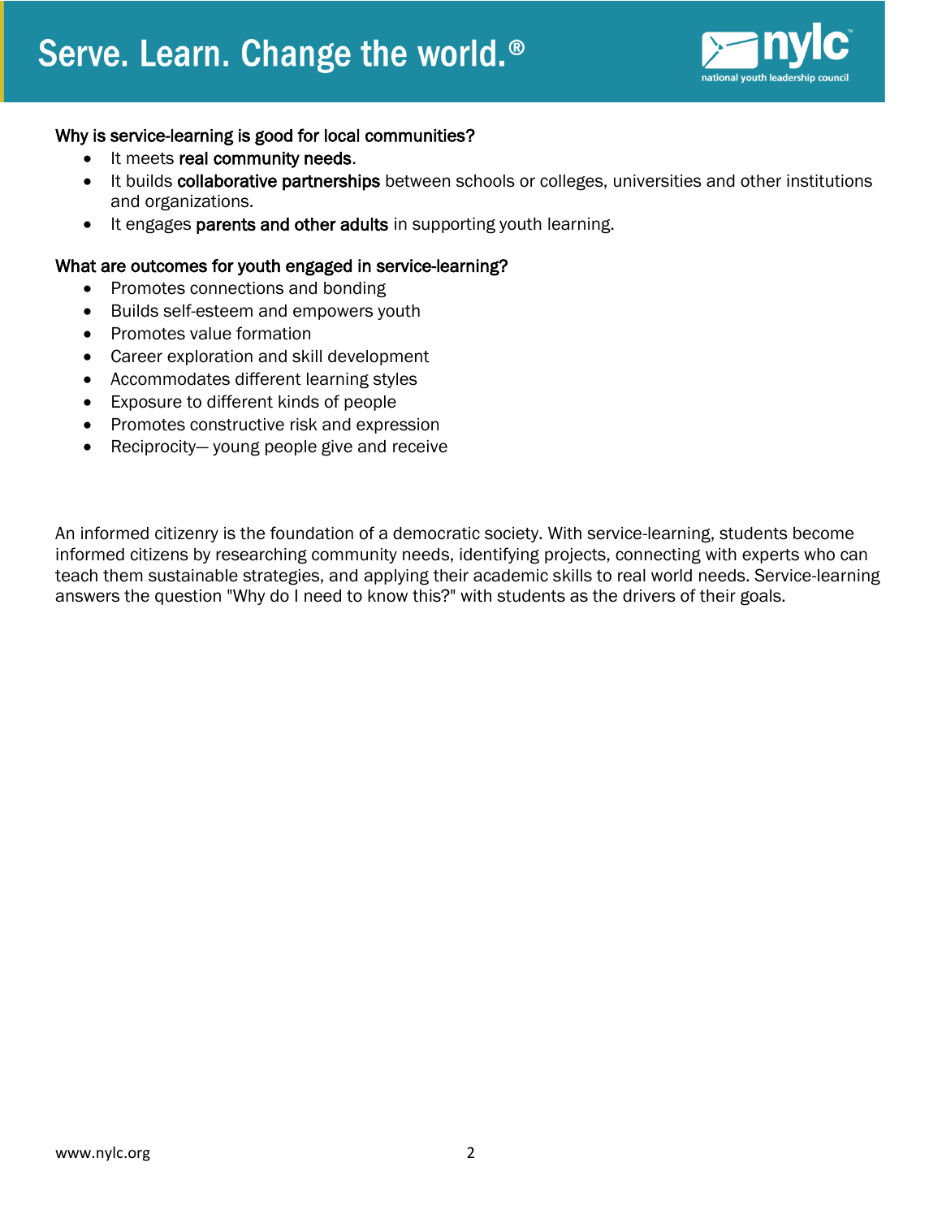**Why is service-learning is good for local communities?**

- It meets **real community needs**.
- It builds **collaborative partnerships** between schools or colleges, universities and other institutions and organizations.
- It engages **parents and other adults** in supporting youth learning.

**What are outcomes for youth engaged in service-learning?**

- Promotes connections and bonding
- Builds self-esteem and empowers youth
- Promotes value formation
- Career exploration and skill development
- Accommodates different learning styles
- Exposure to different kinds of people
- Promotes constructive risk and expression
- Reciprocity— young people give and receive

An informed citizenry is the foundation of a democratic society. With service-learning, students become informed citizens by researching community needs, identifying projects, connecting with experts who can teach them sustainable strategies, and applying their academic skills to real world needs. Service-learning answers the question "Why do I need to know this?" with students as the drivers of their goals.